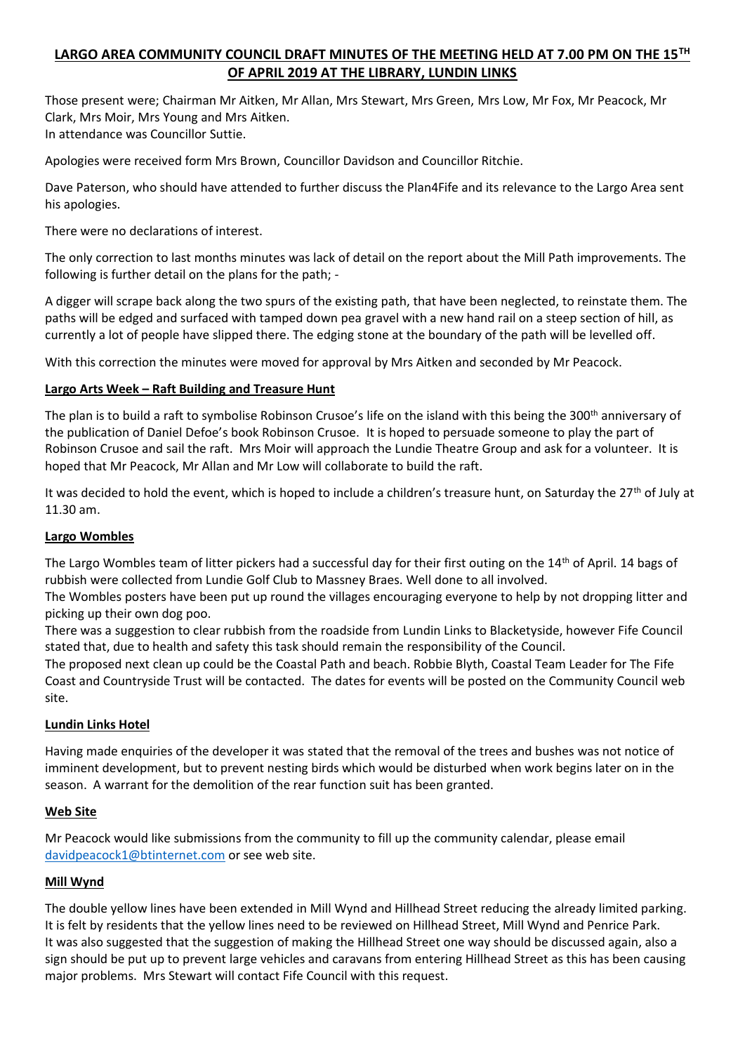# LARGO AREA COMMUNITY COUNCIL DRAFT MINUTES OF THE MEETING HELD AT 7.00 PM ON THE 15TH OF APRIL 2019 AT THE LIBRARY, LUNDIN LINKS

Those present were; Chairman Mr Aitken, Mr Allan, Mrs Stewart, Mrs Green, Mrs Low, Mr Fox, Mr Peacock, Mr Clark, Mrs Moir, Mrs Young and Mrs Aitken.
In attendance was Councillor Suttie.

Apologies were received form Mrs Brown, Councillor Davidson and Councillor Ritchie.

Dave Paterson, who should have attended to further discuss the Plan4Fife and its relevance to the Largo Area sent his apologies.

There were no declarations of interest.

The only correction to last months minutes was lack of detail on the report about the Mill Path improvements. The following is further detail on the plans for the path; -

A digger will scrape back along the two spurs of the existing path, that have been neglected, to reinstate them. The paths will be edged and surfaced with tamped down pea gravel with a new hand rail on a steep section of hill, as currently a lot of people have slipped there. The edging stone at the boundary of the path will be levelled off.

With this correction the minutes were moved for approval by Mrs Aitken and seconded by Mr Peacock.

## Largo Arts Week – Raft Building and Treasure Hunt

The plan is to build a raft to symbolise Robinson Crusoe's life on the island with this being the 300th anniversary of the publication of Daniel Defoe's book Robinson Crusoe. It is hoped to persuade someone to play the part of Robinson Crusoe and sail the raft. Mrs Moir will approach the Lundie Theatre Group and ask for a volunteer. It is hoped that Mr Peacock, Mr Allan and Mr Low will collaborate to build the raft.

It was decided to hold the event, which is hoped to include a children's treasure hunt, on Saturday the 27th of July at 11.30 am.

## Largo Wombles

The Largo Wombles team of litter pickers had a successful day for their first outing on the 14th of April. 14 bags of rubbish were collected from Lundie Golf Club to Massney Braes. Well done to all involved.
The Wombles posters have been put up round the villages encouraging everyone to help by not dropping litter and picking up their own dog poo.
There was a suggestion to clear rubbish from the roadside from Lundin Links to Blacketyside, however Fife Council stated that, due to health and safety this task should remain the responsibility of the Council.
The proposed next clean up could be the Coastal Path and beach. Robbie Blyth, Coastal Team Leader for The Fife Coast and Countryside Trust will be contacted. The dates for events will be posted on the Community Council web site.

## Lundin Links Hotel

Having made enquiries of the developer it was stated that the removal of the trees and bushes was not notice of imminent development, but to prevent nesting birds which would be disturbed when work begins later on in the season. A warrant for the demolition of the rear function suit has been granted.

## Web Site

Mr Peacock would like submissions from the community to fill up the community calendar, please email davidpeacock1@btinternet.com or see web site.

## Mill Wynd

The double yellow lines have been extended in Mill Wynd and Hillhead Street reducing the already limited parking. It is felt by residents that the yellow lines need to be reviewed on Hillhead Street, Mill Wynd and Penrice Park. It was also suggested that the suggestion of making the Hillhead Street one way should be discussed again, also a sign should be put up to prevent large vehicles and caravans from entering Hillhead Street as this has been causing major problems. Mrs Stewart will contact Fife Council with this request.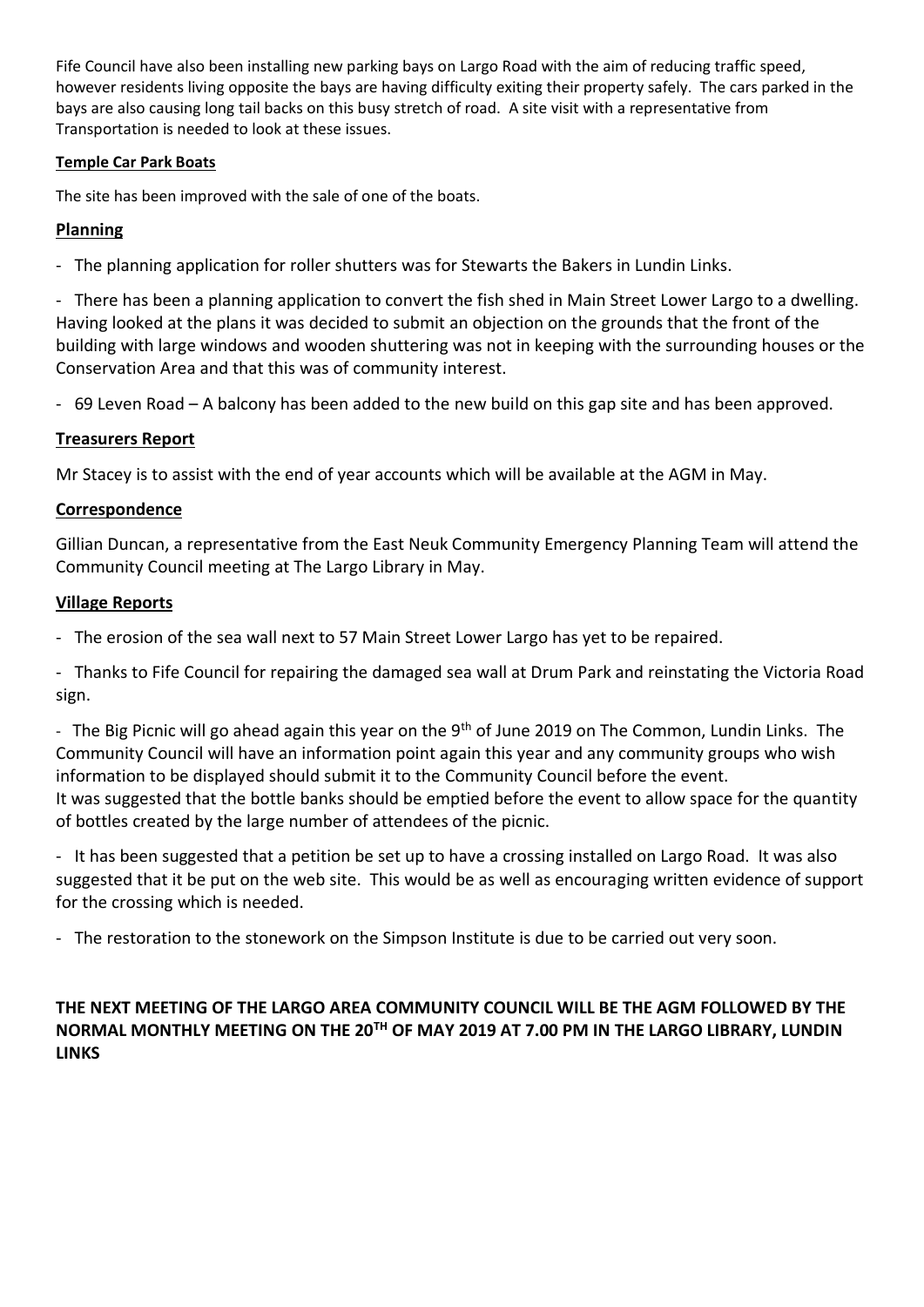Fife Council have also been installing new parking bays on Largo Road with the aim of reducing traffic speed, however residents living opposite the bays are having difficulty exiting their property safely. The cars parked in the bays are also causing long tail backs on this busy stretch of road. A site visit with a representative from Transportation is needed to look at these issues.

**Temple Car Park Boats**

The site has been improved with the sale of one of the boats.

## Planning

- The planning application for roller shutters was for Stewarts the Bakers in Lundin Links.
- There has been a planning application to convert the fish shed in Main Street Lower Largo to a dwelling. Having looked at the plans it was decided to submit an objection on the grounds that the front of the building with large windows and wooden shuttering was not in keeping with the surrounding houses or the Conservation Area and that this was of community interest.
- 69 Leven Road – A balcony has been added to the new build on this gap site and has been approved.

## Treasurers Report

Mr Stacey is to assist with the end of year accounts which will be available at the AGM in May.

## Correspondence

Gillian Duncan, a representative from the East Neuk Community Emergency Planning Team will attend the Community Council meeting at The Largo Library in May.

## Village Reports

- The erosion of the sea wall next to 57 Main Street Lower Largo has yet to be repaired.
- Thanks to Fife Council for repairing the damaged sea wall at Drum Park and reinstating the Victoria Road sign.
- The Big Picnic will go ahead again this year on the 9th of June 2019 on The Common, Lundin Links. The Community Council will have an information point again this year and any community groups who wish information to be displayed should submit it to the Community Council before the event.
  It was suggested that the bottle banks should be emptied before the event to allow space for the quantity of bottles created by the large number of attendees of the picnic.
- It has been suggested that a petition be set up to have a crossing installed on Largo Road. It was also suggested that it be put on the web site. This would be as well as encouraging written evidence of support for the crossing which is needed.
- The restoration to the stonework on the Simpson Institute is due to be carried out very soon.

**THE NEXT MEETING OF THE LARGO AREA COMMUNITY COUNCIL WILL BE THE AGM FOLLOWED BY THE NORMAL MONTHLY MEETING ON THE 20TH OF MAY 2019 AT 7.00 PM IN THE LARGO LIBRARY, LUNDIN LINKS**